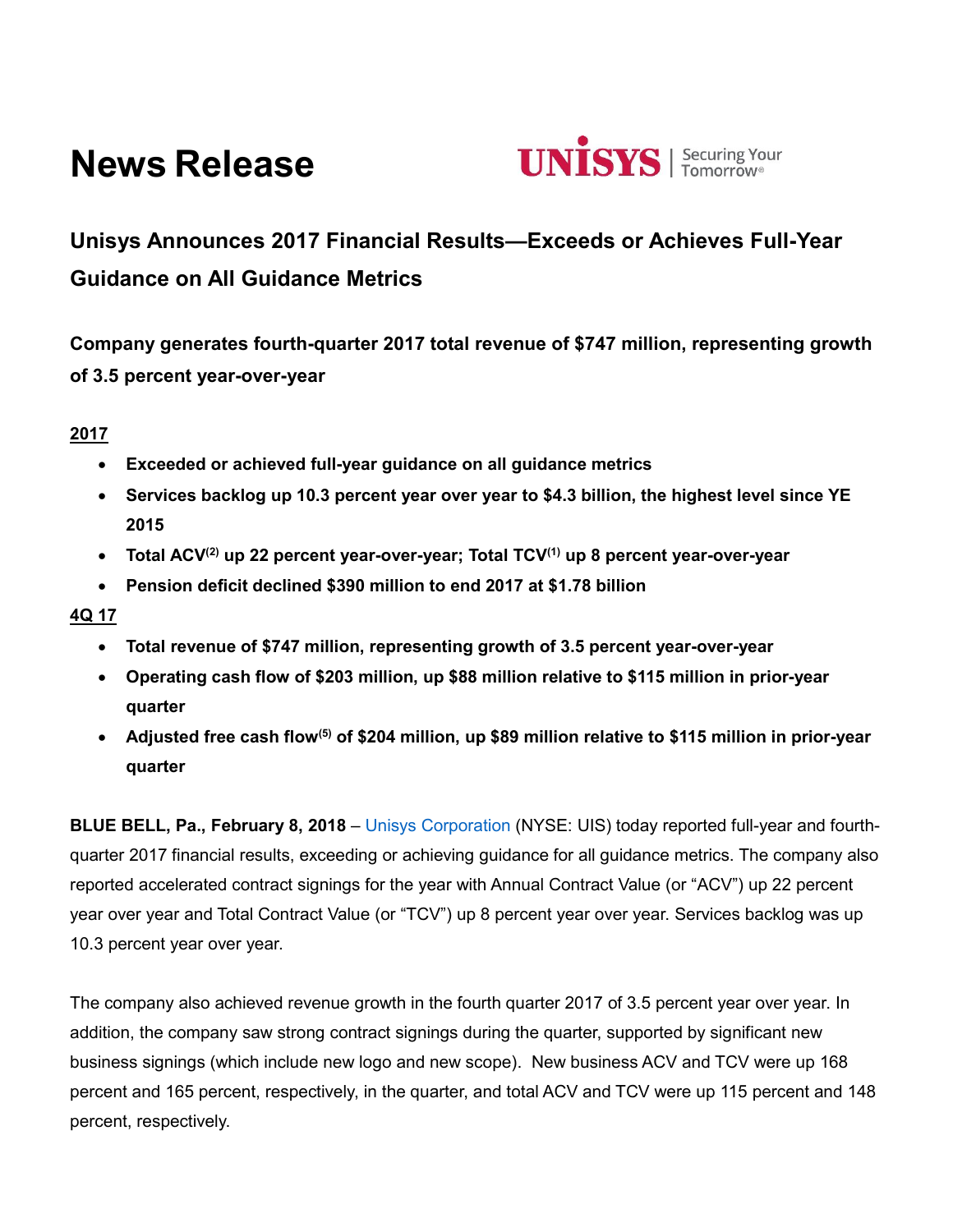# News Release

## Unisys Announces 2017 Financial Results—Exceeds or Achieves Full-Year Guidance on All Guidance Metrics

**Company generates fourth-quarter 2017 total revenue of $747 million, representing growth of 3.5 percent year-over-year**

**2017**

- **Exceeded or achieved full-year guidance on all guidance metrics**
- **Services backlog up 10.3 percent year over year to $4.3 billion, the highest level since YE 2015**
- **Total ACV[2] up 22 percent year-over-year; Total TCV[1] up 8 percent year-over-year**
- **Pension deficit declined $390 million to end 2017 at $1.78 billion**

**4Q 17**

- **Total revenue of $747 million, representing growth of 3.5 percent year-over-year**
- **Operating cash flow of $203 million, up $88 million relative to $115 million in prior-year quarter**
- **Adjusted free cash flow[5] of $204 million, up $89 million relative to $115 million in prior-year quarter**

**BLUE BELL, Pa., February 8, 2018** – Unisys Corporation (NYSE: UIS) today reported full-year and fourth-quarter 2017 financial results, exceeding or achieving guidance for all guidance metrics. The company also reported accelerated contract signings for the year with Annual Contract Value (or "ACV") up 22 percent year over year and Total Contract Value (or "TCV") up 8 percent year over year. Services backlog was up 10.3 percent year over year.

The company also achieved revenue growth in the fourth quarter 2017 of 3.5 percent year over year. In addition, the company saw strong contract signings during the quarter, supported by significant new business signings (which include new logo and new scope). New business ACV and TCV were up 168 percent and 165 percent, respectively, in the quarter, and total ACV and TCV were up 115 percent and 148 percent, respectively.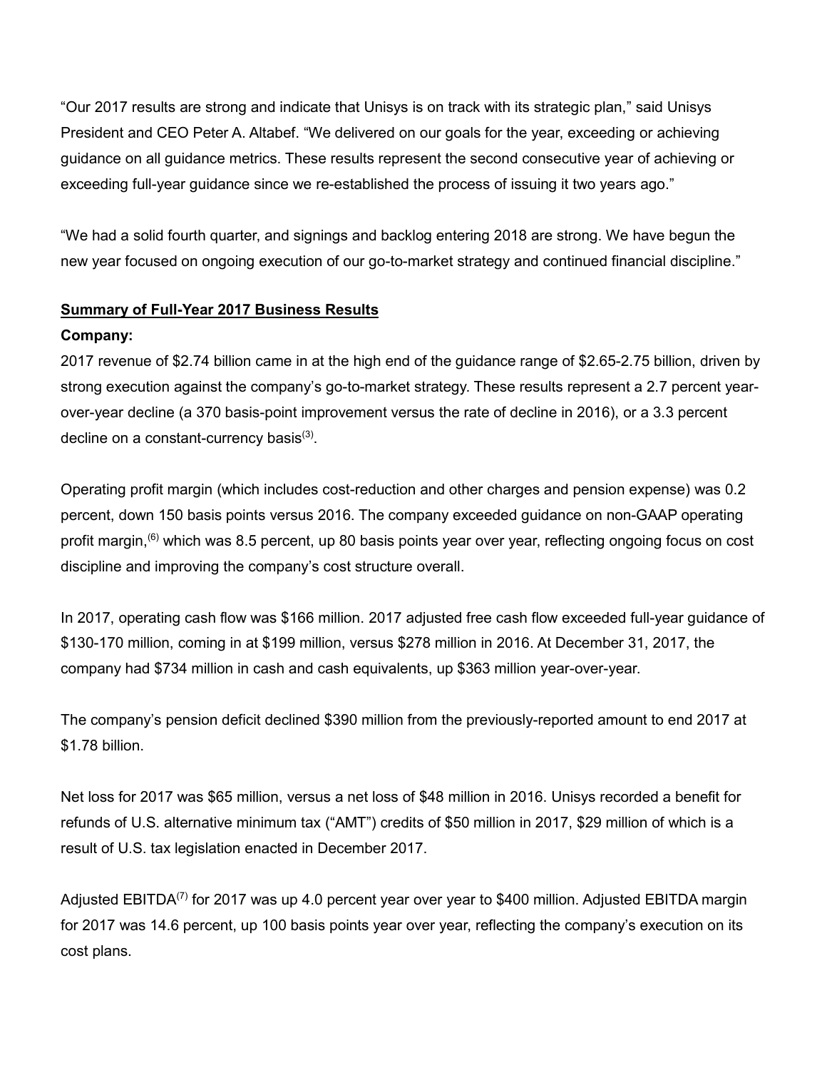"Our 2017 results are strong and indicate that Unisys is on track with its strategic plan," said Unisys President and CEO Peter A. Altabef. "We delivered on our goals for the year, exceeding or achieving guidance on all guidance metrics. These results represent the second consecutive year of achieving or exceeding full-year guidance since we re-established the process of issuing it two years ago."

"We had a solid fourth quarter, and signings and backlog entering 2018 are strong. We have begun the new year focused on ongoing execution of our go-to-market strategy and continued financial discipline."

**Summary of Full-Year 2017 Business Results**

**Company:**

2017 revenue of $2.74 billion came in at the high end of the guidance range of $2.65-2.75 billion, driven by strong execution against the company's go-to-market strategy. These results represent a 2.7 percent year-over-year decline (a 370 basis-point improvement versus the rate of decline in 2016), or a 3.3 percent decline on a constant-currency basis(3).

Operating profit margin (which includes cost-reduction and other charges and pension expense) was 0.2 percent, down 150 basis points versus 2016. The company exceeded guidance on non-GAAP operating profit margin,(6) which was 8.5 percent, up 80 basis points year over year, reflecting ongoing focus on cost discipline and improving the company's cost structure overall.

In 2017, operating cash flow was $166 million. 2017 adjusted free cash flow exceeded full-year guidance of $130-170 million, coming in at $199 million, versus $278 million in 2016. At December 31, 2017, the company had $734 million in cash and cash equivalents, up $363 million year-over-year.

The company's pension deficit declined $390 million from the previously-reported amount to end 2017 at $1.78 billion.

Net loss for 2017 was $65 million, versus a net loss of $48 million in 2016. Unisys recorded a benefit for refunds of U.S. alternative minimum tax ("AMT") credits of $50 million in 2017, $29 million of which is a result of U.S. tax legislation enacted in December 2017.

Adjusted EBITDA(7) for 2017 was up 4.0 percent year over year to $400 million. Adjusted EBITDA margin for 2017 was 14.6 percent, up 100 basis points year over year, reflecting the company's execution on its cost plans.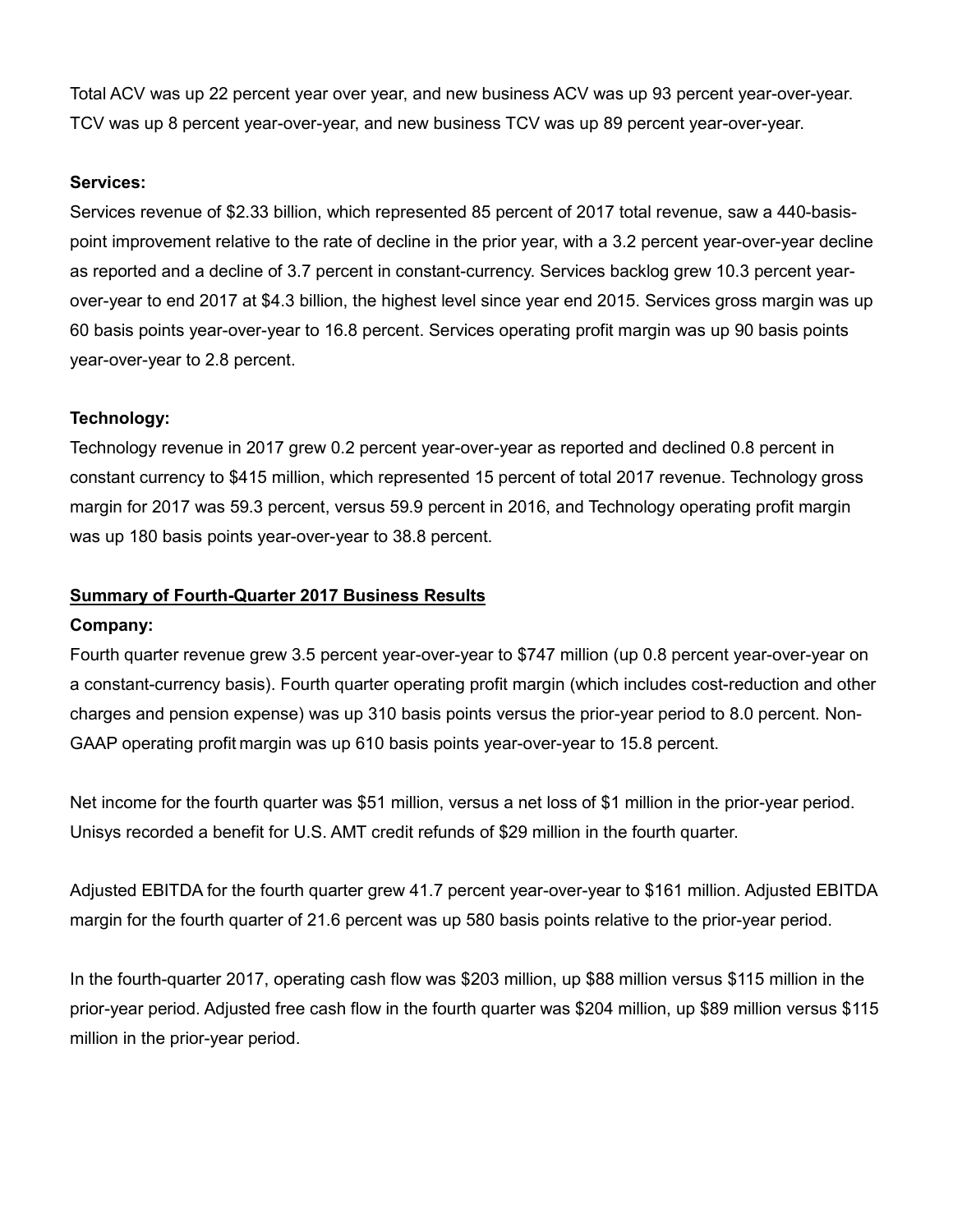Total ACV was up 22 percent year over year, and new business ACV was up 93 percent year-over-year. TCV was up 8 percent year-over-year, and new business TCV was up 89 percent year-over-year.

**Services:**
Services revenue of $2.33 billion, which represented 85 percent of 2017 total revenue, saw a 440-basis-point improvement relative to the rate of decline in the prior year, with a 3.2 percent year-over-year decline as reported and a decline of 3.7 percent in constant-currency. Services backlog grew 10.3 percent year-over-year to end 2017 at $4.3 billion, the highest level since year end 2015. Services gross margin was up 60 basis points year-over-year to 16.8 percent. Services operating profit margin was up 90 basis points year-over-year to 2.8 percent.

**Technology:**
Technology revenue in 2017 grew 0.2 percent year-over-year as reported and declined 0.8 percent in constant currency to $415 million, which represented 15 percent of total 2017 revenue. Technology gross margin for 2017 was 59.3 percent, versus 59.9 percent in 2016, and Technology operating profit margin was up 180 basis points year-over-year to 38.8 percent.

**<u>Summary of Fourth-Quarter 2017 Business Results</u>**

**Company:**
Fourth quarter revenue grew 3.5 percent year-over-year to $747 million (up 0.8 percent year-over-year on a constant-currency basis). Fourth quarter operating profit margin (which includes cost-reduction and other charges and pension expense) was up 310 basis points versus the prior-year period to 8.0 percent. Non-GAAP operating profit margin was up 610 basis points year-over-year to 15.8 percent.

Net income for the fourth quarter was $51 million, versus a net loss of $1 million in the prior-year period. Unisys recorded a benefit for U.S. AMT credit refunds of $29 million in the fourth quarter.

Adjusted EBITDA for the fourth quarter grew 41.7 percent year-over-year to $161 million. Adjusted EBITDA margin for the fourth quarter of 21.6 percent was up 580 basis points relative to the prior-year period.

In the fourth-quarter 2017, operating cash flow was $203 million, up $88 million versus $115 million in the prior-year period. Adjusted free cash flow in the fourth quarter was $204 million, up $89 million versus $115 million in the prior-year period.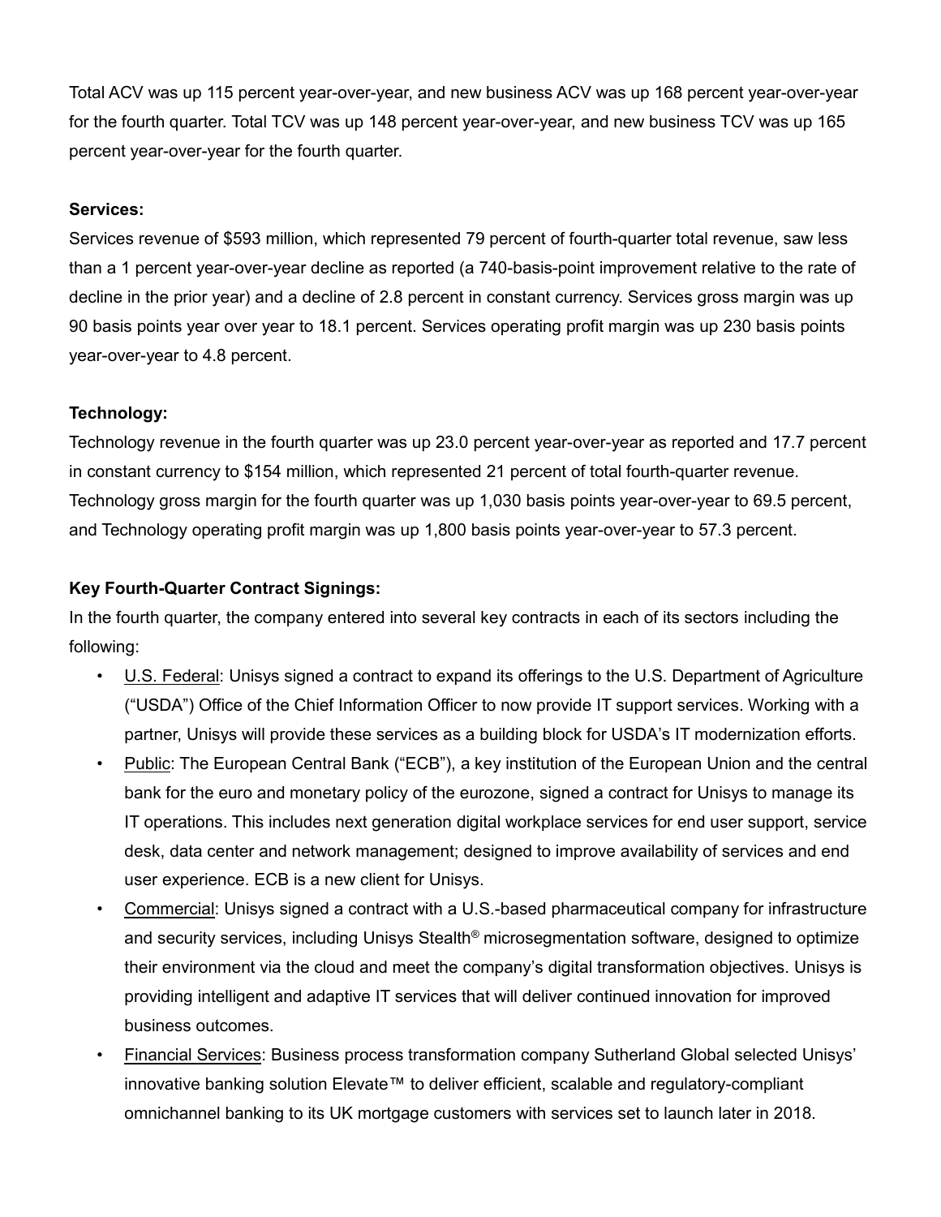Total ACV was up 115 percent year-over-year, and new business ACV was up 168 percent year-over-year for the fourth quarter. Total TCV was up 148 percent year-over-year, and new business TCV was up 165 percent year-over-year for the fourth quarter.

**Services:**

Services revenue of $593 million, which represented 79 percent of fourth-quarter total revenue, saw less than a 1 percent year-over-year decline as reported (a 740-basis-point improvement relative to the rate of decline in the prior year) and a decline of 2.8 percent in constant currency. Services gross margin was up 90 basis points year over year to 18.1 percent. Services operating profit margin was up 230 basis points year-over-year to 4.8 percent.

**Technology:**

Technology revenue in the fourth quarter was up 23.0 percent year-over-year as reported and 17.7 percent in constant currency to $154 million, which represented 21 percent of total fourth-quarter revenue. Technology gross margin for the fourth quarter was up 1,030 basis points year-over-year to 69.5 percent, and Technology operating profit margin was up 1,800 basis points year-over-year to 57.3 percent.

**Key Fourth-Quarter Contract Signings:**

In the fourth quarter, the company entered into several key contracts in each of its sectors including the following:

- U.S. Federal: Unisys signed a contract to expand its offerings to the U.S. Department of Agriculture ("USDA") Office of the Chief Information Officer to now provide IT support services. Working with a partner, Unisys will provide these services as a building block for USDA's IT modernization efforts.
- Public: The European Central Bank ("ECB"), a key institution of the European Union and the central bank for the euro and monetary policy of the eurozone, signed a contract for Unisys to manage its IT operations. This includes next generation digital workplace services for end user support, service desk, data center and network management; designed to improve availability of services and end user experience. ECB is a new client for Unisys.
- Commercial: Unisys signed a contract with a U.S.-based pharmaceutical company for infrastructure and security services, including Unisys Stealth® microsegmentation software, designed to optimize their environment via the cloud and meet the company's digital transformation objectives. Unisys is providing intelligent and adaptive IT services that will deliver continued innovation for improved business outcomes.
- Financial Services: Business process transformation company Sutherland Global selected Unisys' innovative banking solution Elevate™ to deliver efficient, scalable and regulatory-compliant omnichannel banking to its UK mortgage customers with services set to launch later in 2018.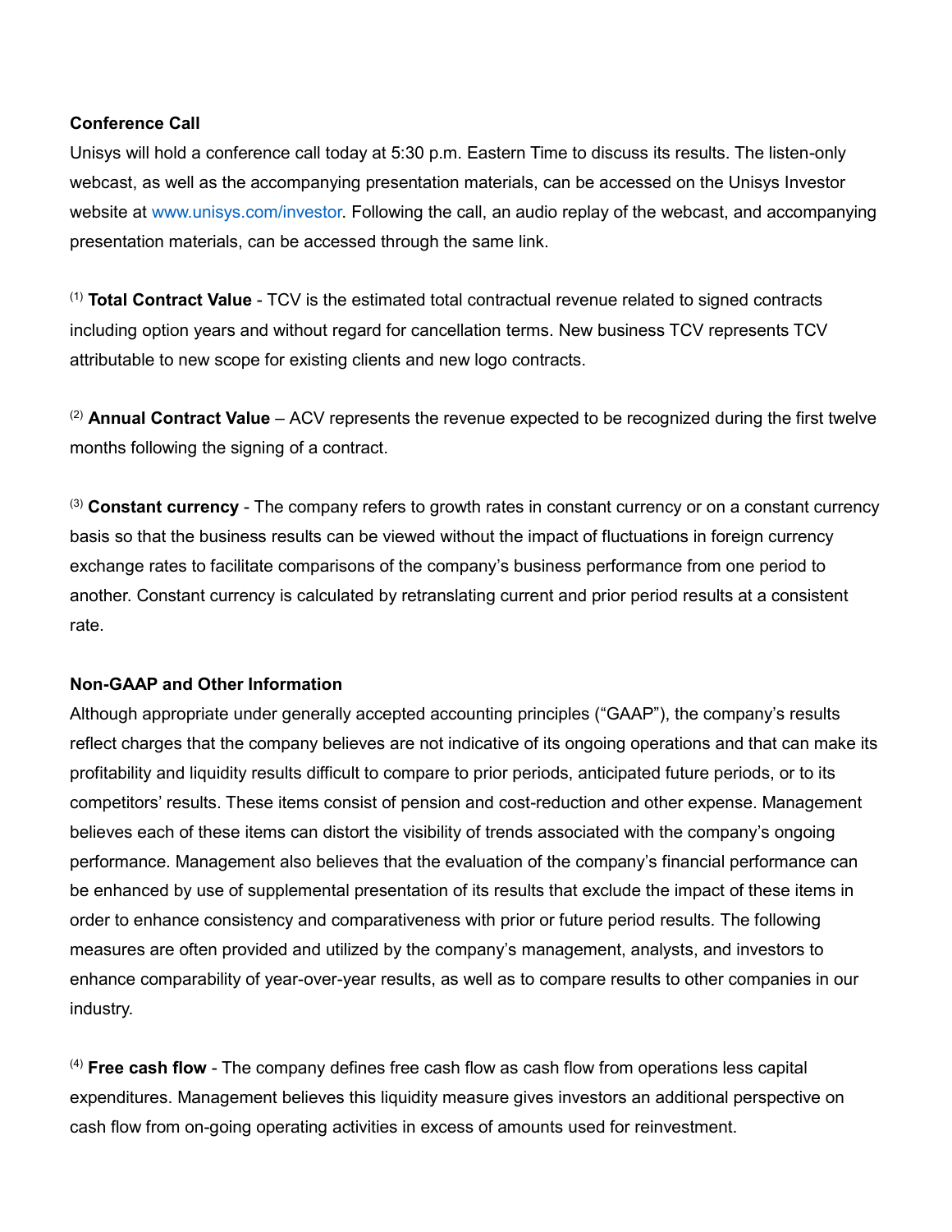**Conference Call**

Unisys will hold a conference call today at 5:30 p.m. Eastern Time to discuss its results. The listen-only webcast, as well as the accompanying presentation materials, can be accessed on the Unisys Investor website at www.unisys.com/investor. Following the call, an audio replay of the webcast, and accompanying presentation materials, can be accessed through the same link.

[1] **Total Contract Value** - TCV is the estimated total contractual revenue related to signed contracts including option years and without regard for cancellation terms. New business TCV represents TCV attributable to new scope for existing clients and new logo contracts.

[2] **Annual Contract Value** – ACV represents the revenue expected to be recognized during the first twelve months following the signing of a contract.

[3] **Constant currency** - The company refers to growth rates in constant currency or on a constant currency basis so that the business results can be viewed without the impact of fluctuations in foreign currency exchange rates to facilitate comparisons of the company's business performance from one period to another. Constant currency is calculated by retranslating current and prior period results at a consistent rate.

**Non-GAAP and Other Information**

Although appropriate under generally accepted accounting principles ("GAAP"), the company's results reflect charges that the company believes are not indicative of its ongoing operations and that can make its profitability and liquidity results difficult to compare to prior periods, anticipated future periods, or to its competitors' results. These items consist of pension and cost-reduction and other expense. Management believes each of these items can distort the visibility of trends associated with the company's ongoing performance. Management also believes that the evaluation of the company's financial performance can be enhanced by use of supplemental presentation of its results that exclude the impact of these items in order to enhance consistency and comparativeness with prior or future period results. The following measures are often provided and utilized by the company's management, analysts, and investors to enhance comparability of year-over-year results, as well as to compare results to other companies in our industry.

[4] **Free cash flow** - The company defines free cash flow as cash flow from operations less capital expenditures. Management believes this liquidity measure gives investors an additional perspective on cash flow from on-going operating activities in excess of amounts used for reinvestment.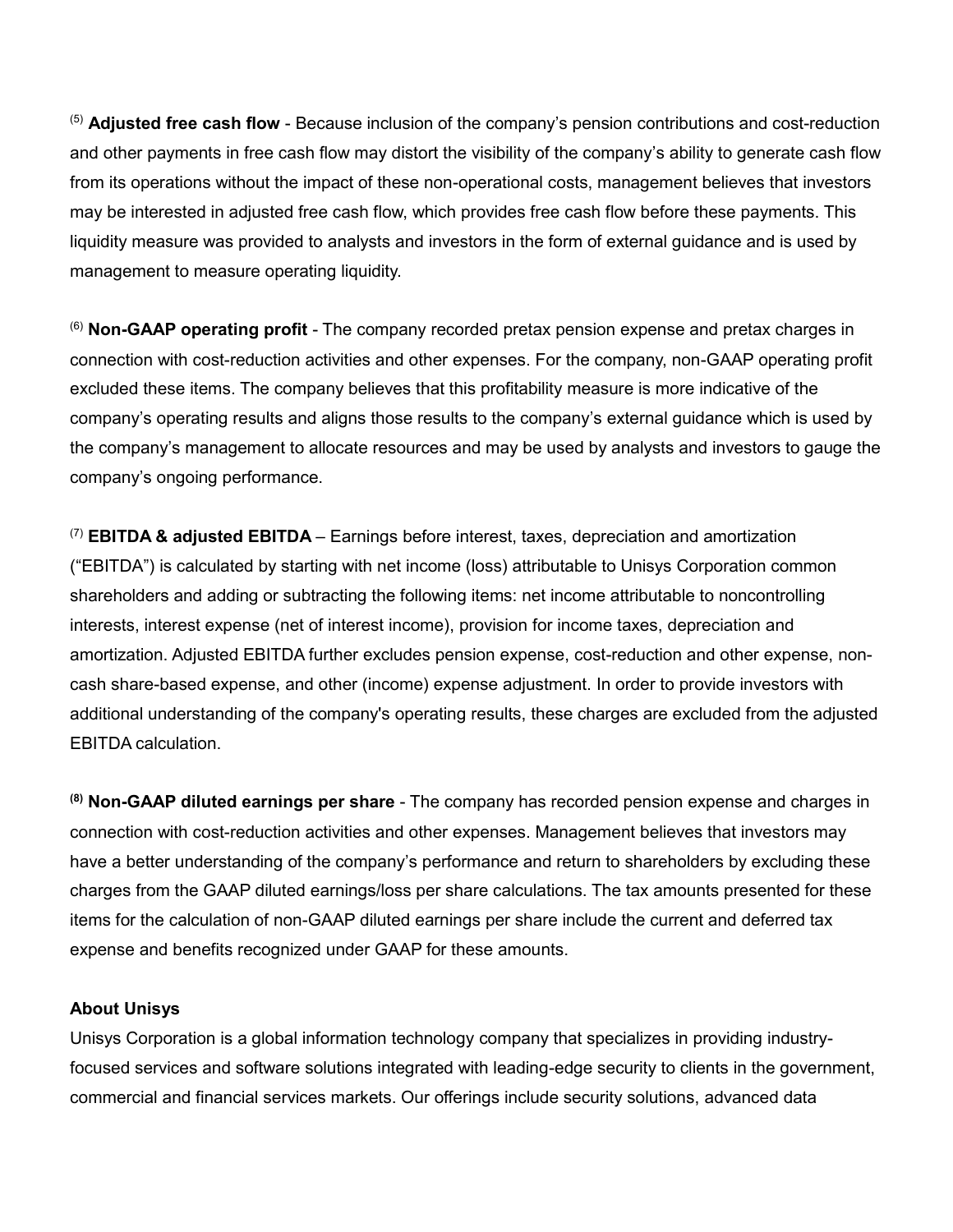[5] **Adjusted free cash flow** - Because inclusion of the company's pension contributions and cost-reduction and other payments in free cash flow may distort the visibility of the company's ability to generate cash flow from its operations without the impact of these non-operational costs, management believes that investors may be interested in adjusted free cash flow, which provides free cash flow before these payments. This liquidity measure was provided to analysts and investors in the form of external guidance and is used by management to measure operating liquidity.

[6] **Non-GAAP operating profit** - The company recorded pretax pension expense and pretax charges in connection with cost-reduction activities and other expenses. For the company, non-GAAP operating profit excluded these items. The company believes that this profitability measure is more indicative of the company's operating results and aligns those results to the company's external guidance which is used by the company's management to allocate resources and may be used by analysts and investors to gauge the company's ongoing performance.

[7] **EBITDA & adjusted EBITDA** – Earnings before interest, taxes, depreciation and amortization ("EBITDA") is calculated by starting with net income (loss) attributable to Unisys Corporation common shareholders and adding or subtracting the following items: net income attributable to noncontrolling interests, interest expense (net of interest income), provision for income taxes, depreciation and amortization. Adjusted EBITDA further excludes pension expense, cost-reduction and other expense, non-cash share-based expense, and other (income) expense adjustment. In order to provide investors with additional understanding of the company's operating results, these charges are excluded from the adjusted EBITDA calculation.

**[8] Non-GAAP diluted earnings per share** - The company has recorded pension expense and charges in connection with cost-reduction activities and other expenses. Management believes that investors may have a better understanding of the company's performance and return to shareholders by excluding these charges from the GAAP diluted earnings/loss per share calculations. The tax amounts presented for these items for the calculation of non-GAAP diluted earnings per share include the current and deferred tax expense and benefits recognized under GAAP for these amounts.

**About Unisys**

Unisys Corporation is a global information technology company that specializes in providing industry-focused services and software solutions integrated with leading-edge security to clients in the government, commercial and financial services markets. Our offerings include security solutions, advanced data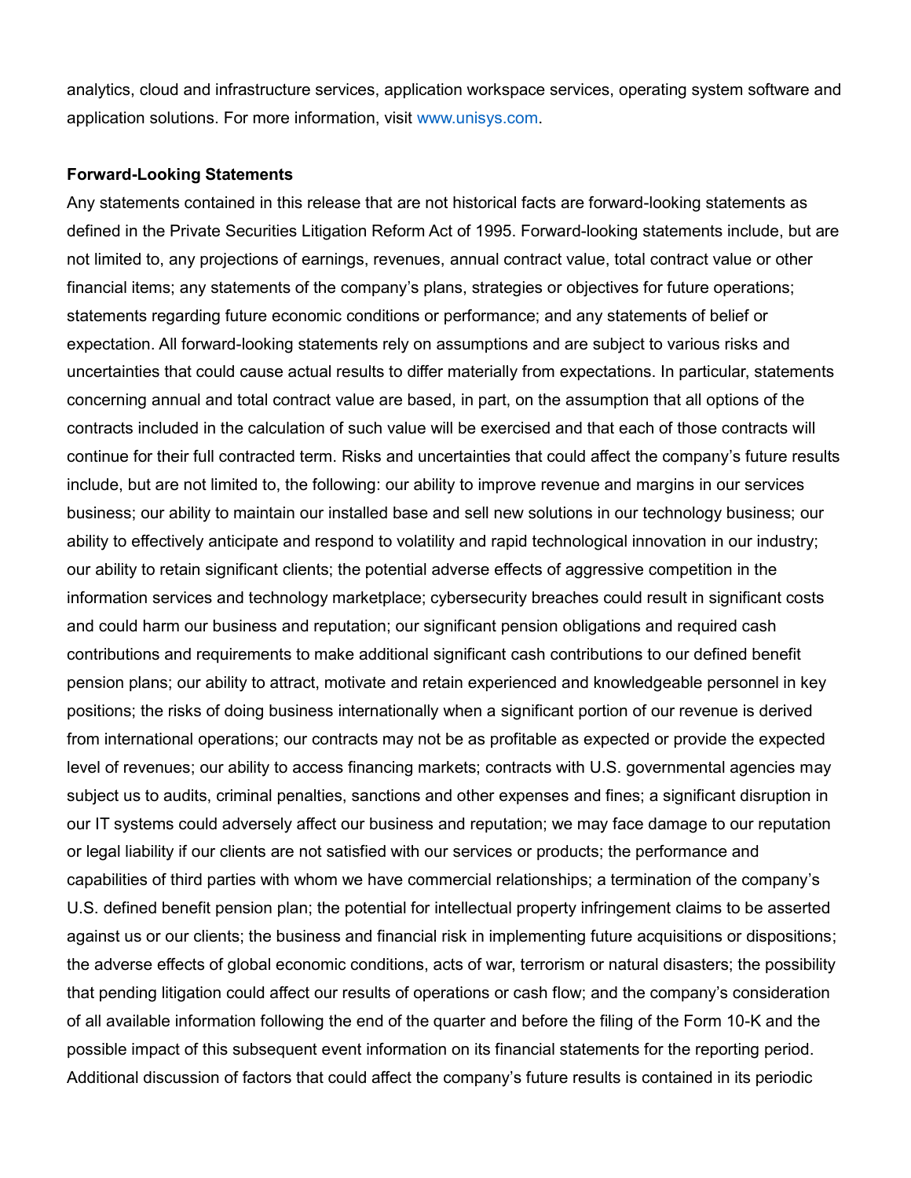analytics, cloud and infrastructure services, application workspace services, operating system software and application solutions. For more information, visit www.unisys.com.

**Forward-Looking Statements**

Any statements contained in this release that are not historical facts are forward-looking statements as defined in the Private Securities Litigation Reform Act of 1995. Forward-looking statements include, but are not limited to, any projections of earnings, revenues, annual contract value, total contract value or other financial items; any statements of the company's plans, strategies or objectives for future operations; statements regarding future economic conditions or performance; and any statements of belief or expectation. All forward-looking statements rely on assumptions and are subject to various risks and uncertainties that could cause actual results to differ materially from expectations. In particular, statements concerning annual and total contract value are based, in part, on the assumption that all options of the contracts included in the calculation of such value will be exercised and that each of those contracts will continue for their full contracted term. Risks and uncertainties that could affect the company's future results include, but are not limited to, the following: our ability to improve revenue and margins in our services business; our ability to maintain our installed base and sell new solutions in our technology business; our ability to effectively anticipate and respond to volatility and rapid technological innovation in our industry; our ability to retain significant clients; the potential adverse effects of aggressive competition in the information services and technology marketplace; cybersecurity breaches could result in significant costs and could harm our business and reputation; our significant pension obligations and required cash contributions and requirements to make additional significant cash contributions to our defined benefit pension plans; our ability to attract, motivate and retain experienced and knowledgeable personnel in key positions; the risks of doing business internationally when a significant portion of our revenue is derived from international operations; our contracts may not be as profitable as expected or provide the expected level of revenues; our ability to access financing markets; contracts with U.S. governmental agencies may subject us to audits, criminal penalties, sanctions and other expenses and fines; a significant disruption in our IT systems could adversely affect our business and reputation; we may face damage to our reputation or legal liability if our clients are not satisfied with our services or products; the performance and capabilities of third parties with whom we have commercial relationships; a termination of the company's U.S. defined benefit pension plan; the potential for intellectual property infringement claims to be asserted against us or our clients; the business and financial risk in implementing future acquisitions or dispositions; the adverse effects of global economic conditions, acts of war, terrorism or natural disasters; the possibility that pending litigation could affect our results of operations or cash flow; and the company's consideration of all available information following the end of the quarter and before the filing of the Form 10-K and the possible impact of this subsequent event information on its financial statements for the reporting period. Additional discussion of factors that could affect the company's future results is contained in its periodic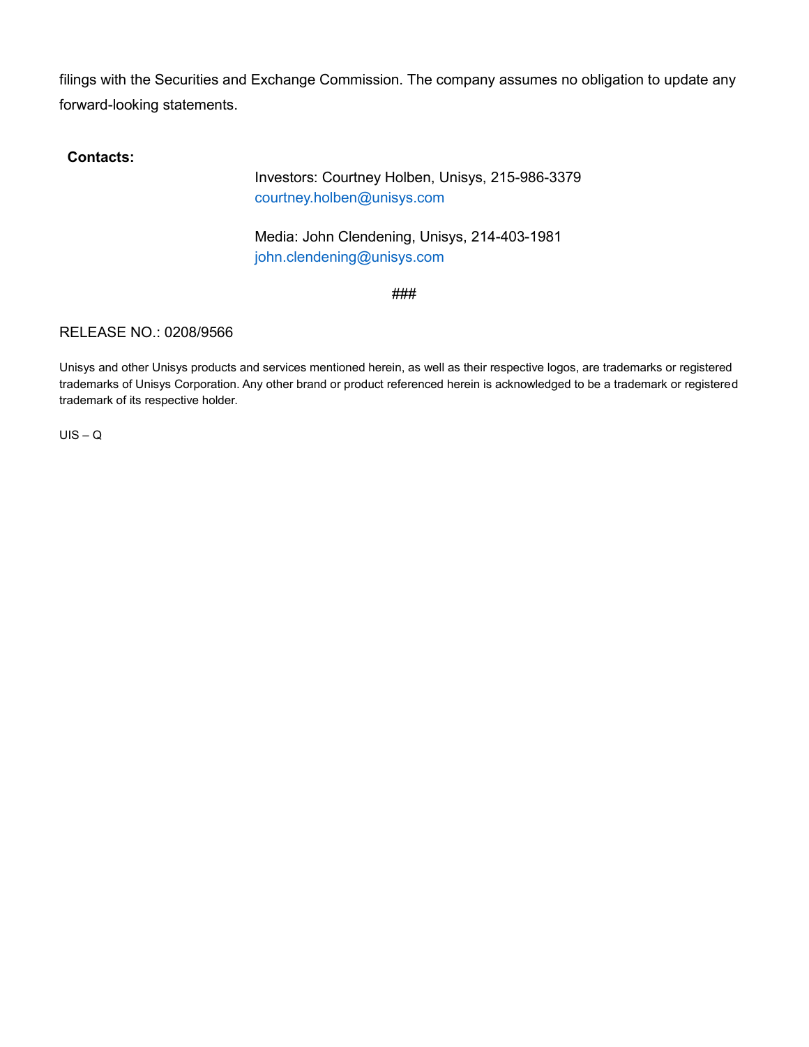filings with the Securities and Exchange Commission. The company assumes no obligation to update any forward-looking statements.

**Contacts:**

Investors: Courtney Holben, Unisys, 215-986-3379
courtney.holben@unisys.com

Media: John Clendening, Unisys, 214-403-1981
john.clendening@unisys.com

###

RELEASE NO.: 0208/9566

Unisys and other Unisys products and services mentioned herein, as well as their respective logos, are trademarks or registered trademarks of Unisys Corporation. Any other brand or product referenced herein is acknowledged to be a trademark or registered trademark of its respective holder.

UIS – Q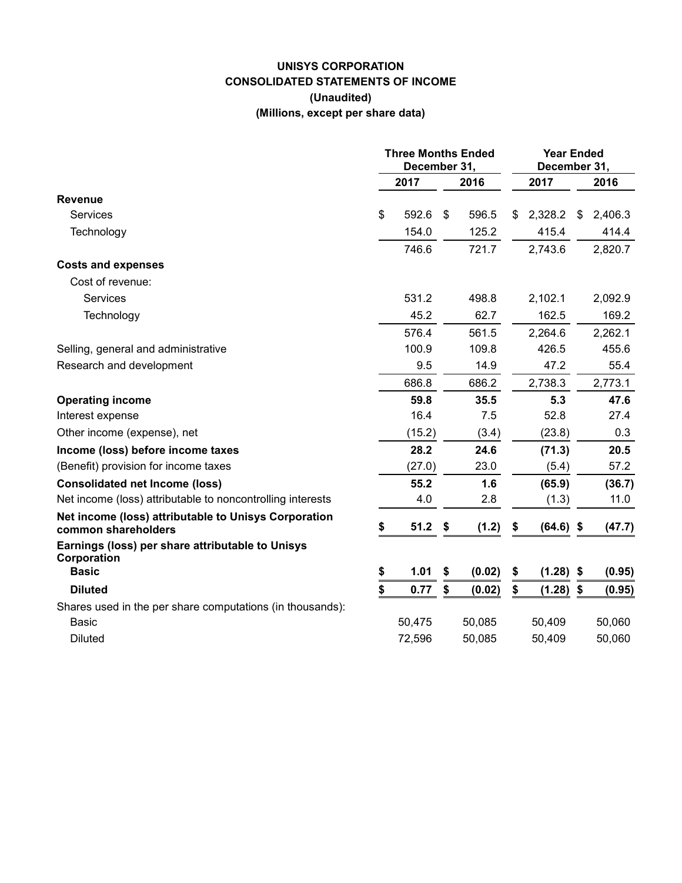**UNISYS CORPORATION**
**CONSOLIDATED STATEMENTS OF INCOME**
**(Unaudited)**
**(Millions, except per share data)**

| | Three Months Ended December 31, | | Year Ended December 31, | |
|---|---|---|---|---|
| | 2017 | 2016 | 2017 | 2016 |
| **Revenue** | | | | |
| Services | $ 592.6 | $ 596.5 | $ 2,328.2 | $ 2,406.3 |
| Technology | 154.0 | 125.2 | 415.4 | 414.4 |
| | 746.6 | 721.7 | 2,743.6 | 2,820.7 |
| **Costs and expenses** | | | | |
| Cost of revenue: | | | | |
| Services | 531.2 | 498.8 | 2,102.1 | 2,092.9 |
| Technology | 45.2 | 62.7 | 162.5 | 169.2 |
| | 576.4 | 561.5 | 2,264.6 | 2,262.1 |
| Selling, general and administrative | 100.9 | 109.8 | 426.5 | 455.6 |
| Research and development | 9.5 | 14.9 | 47.2 | 55.4 |
| | 686.8 | 686.2 | 2,738.3 | 2,773.1 |
| **Operating income** | **59.8** | **35.5** | **5.3** | **47.6** |
| Interest expense | 16.4 | 7.5 | 52.8 | 27.4 |
| Other income (expense), net | (15.2) | (3.4) | (23.8) | 0.3 |
| **Income (loss) before income taxes** | **28.2** | **24.6** | **(71.3)** | **20.5** |
| (Benefit) provision for income taxes | (27.0) | 23.0 | (5.4) | 57.2 |
| **Consolidated net Income (loss)** | **55.2** | **1.6** | **(65.9)** | **(36.7)** |
| Net income (loss) attributable to noncontrolling interests | 4.0 | 2.8 | (1.3) | 11.0 |
| **Net income (loss) attributable to Unisys Corporation common shareholders** | **$ 51.2** | **$ (1.2)** | **$ (64.6)** | **$ (47.7)** |
| **Earnings (loss) per share attributable to Unisys Corporation** | | | | |
| **Basic** | **$ 1.01** | **$ (0.02)** | **$ (1.28)** | **$ (0.95)** |
| **Diluted** | **$ 0.77** | **$ (0.02)** | **$ (1.28)** | **$ (0.95)** |
| Shares used in the per share computations (in thousands): | | | | |
| Basic | 50,475 | 50,085 | 50,409 | 50,060 |
| Diluted | 72,596 | 50,085 | 50,409 | 50,060 |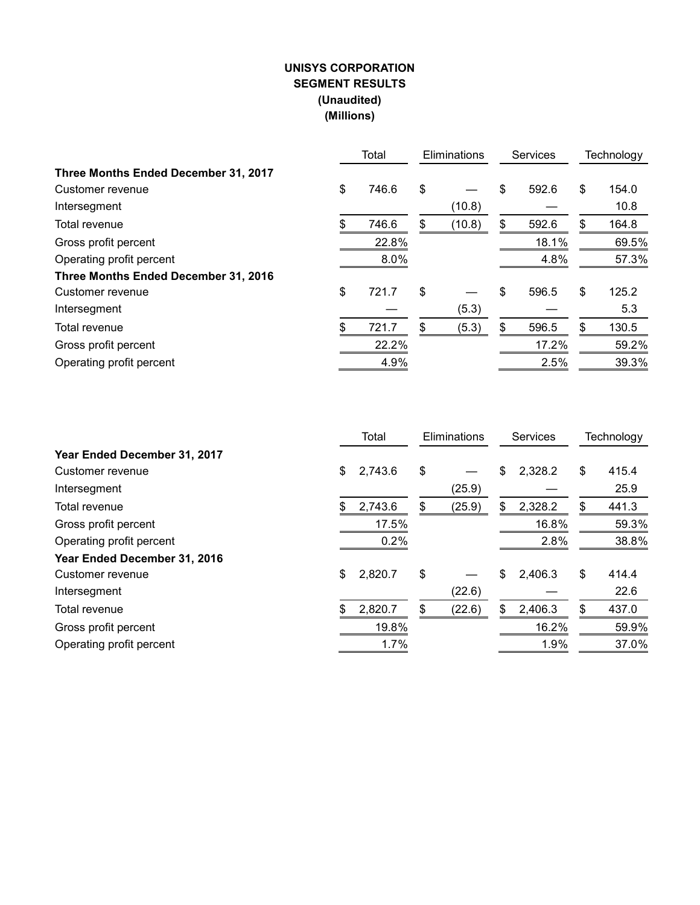**UNISYS CORPORATION**
**SEGMENT RESULTS**
**(Unaudited)**
**(Millions)**

| | Total | Eliminations | Services | Technology |
|---|---|---|---|---|
| **Three Months Ended December 31, 2017** | | | | |
| Customer revenue | $ 746.6 | $ — | $ 592.6 | $ 154.0 |
| Intersegment | | (10.8) | — | 10.8 |
| Total revenue | $ 746.6 | $ (10.8) | $ 592.6 | $ 164.8 |
| Gross profit percent | 22.8% | | 18.1% | 69.5% |
| Operating profit percent | 8.0% | | 4.8% | 57.3% |
| **Three Months Ended December 31, 2016** | | | | |
| Customer revenue | $ 721.7 | $ — | $ 596.5 | $ 125.2 |
| Intersegment | — | (5.3) | — | 5.3 |
| Total revenue | $ 721.7 | $ (5.3) | $ 596.5 | $ 130.5 |
| Gross profit percent | 22.2% | | 17.2% | 59.2% |
| Operating profit percent | 4.9% | | 2.5% | 39.3% |

| | Total | Eliminations | Services | Technology |
|---|---|---|---|---|
| **Year Ended December 31, 2017** | | | | |
| Customer revenue | $ 2,743.6 | $ — | $ 2,328.2 | $ 415.4 |
| Intersegment | | (25.9) | — | 25.9 |
| Total revenue | $ 2,743.6 | $ (25.9) | $ 2,328.2 | $ 441.3 |
| Gross profit percent | 17.5% | | 16.8% | 59.3% |
| Operating profit percent | 0.2% | | 2.8% | 38.8% |
| **Year Ended December 31, 2016** | | | | |
| Customer revenue | $ 2,820.7 | $ — | $ 2,406.3 | $ 414.4 |
| Intersegment | | (22.6) | — | 22.6 |
| Total revenue | $ 2,820.7 | $ (22.6) | $ 2,406.3 | $ 437.0 |
| Gross profit percent | 19.8% | | 16.2% | 59.9% |
| Operating profit percent | 1.7% | | 1.9% | 37.0% |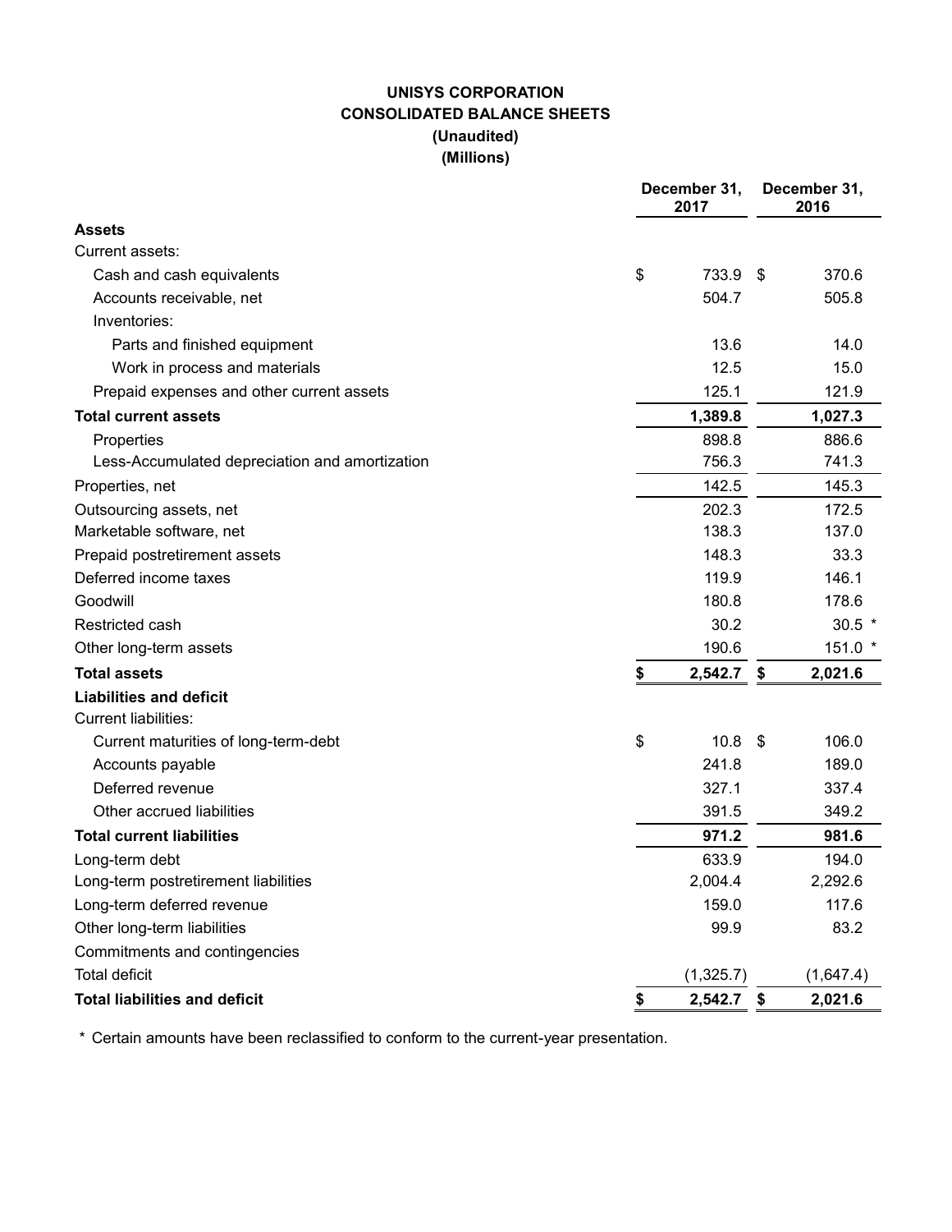**UNISYS CORPORATION**
**CONSOLIDATED BALANCE SHEETS**
**(Unaudited)**
**(Millions)**

| | December 31, 2017 | December 31, 2016 |
|---|---|---|
| **Assets** | | |
| Current assets: | | |
| Cash and cash equivalents | $ 733.9 | $ 370.6 |
| Accounts receivable, net | 504.7 | 505.8 |
| Inventories: | | |
| Parts and finished equipment | 13.6 | 14.0 |
| Work in process and materials | 12.5 | 15.0 |
| Prepaid expenses and other current assets | 125.1 | 121.9 |
| **Total current assets** | **1,389.8** | **1,027.3** |
| Properties | 898.8 | 886.6 |
| Less-Accumulated depreciation and amortization | 756.3 | 741.3 |
| Properties, net | 142.5 | 145.3 |
| Outsourcing assets, net | 202.3 | 172.5 |
| Marketable software, net | 138.3 | 137.0 |
| Prepaid postretirement assets | 148.3 | 33.3 |
| Deferred income taxes | 119.9 | 146.1 |
| Goodwill | 180.8 | 178.6 |
| Restricted cash | 30.2 | 30.5 * |
| Other long-term assets | 190.6 | 151.0 * |
| **Total assets** | **$ 2,542.7** | **$ 2,021.6** |
| **Liabilities and deficit** | | |
| Current liabilities: | | |
| Current maturities of long-term-debt | $ 10.8 | $ 106.0 |
| Accounts payable | 241.8 | 189.0 |
| Deferred revenue | 327.1 | 337.4 |
| Other accrued liabilities | 391.5 | 349.2 |
| **Total current liabilities** | **971.2** | **981.6** |
| Long-term debt | 633.9 | 194.0 |
| Long-term postretirement liabilities | 2,004.4 | 2,292.6 |
| Long-term deferred revenue | 159.0 | 117.6 |
| Other long-term liabilities | 99.9 | 83.2 |
| Commitments and contingencies | | |
| Total deficit | (1,325.7) | (1,647.4) |
| **Total liabilities and deficit** | **$ 2,542.7** | **$ 2,021.6** |

\* Certain amounts have been reclassified to conform to the current-year presentation.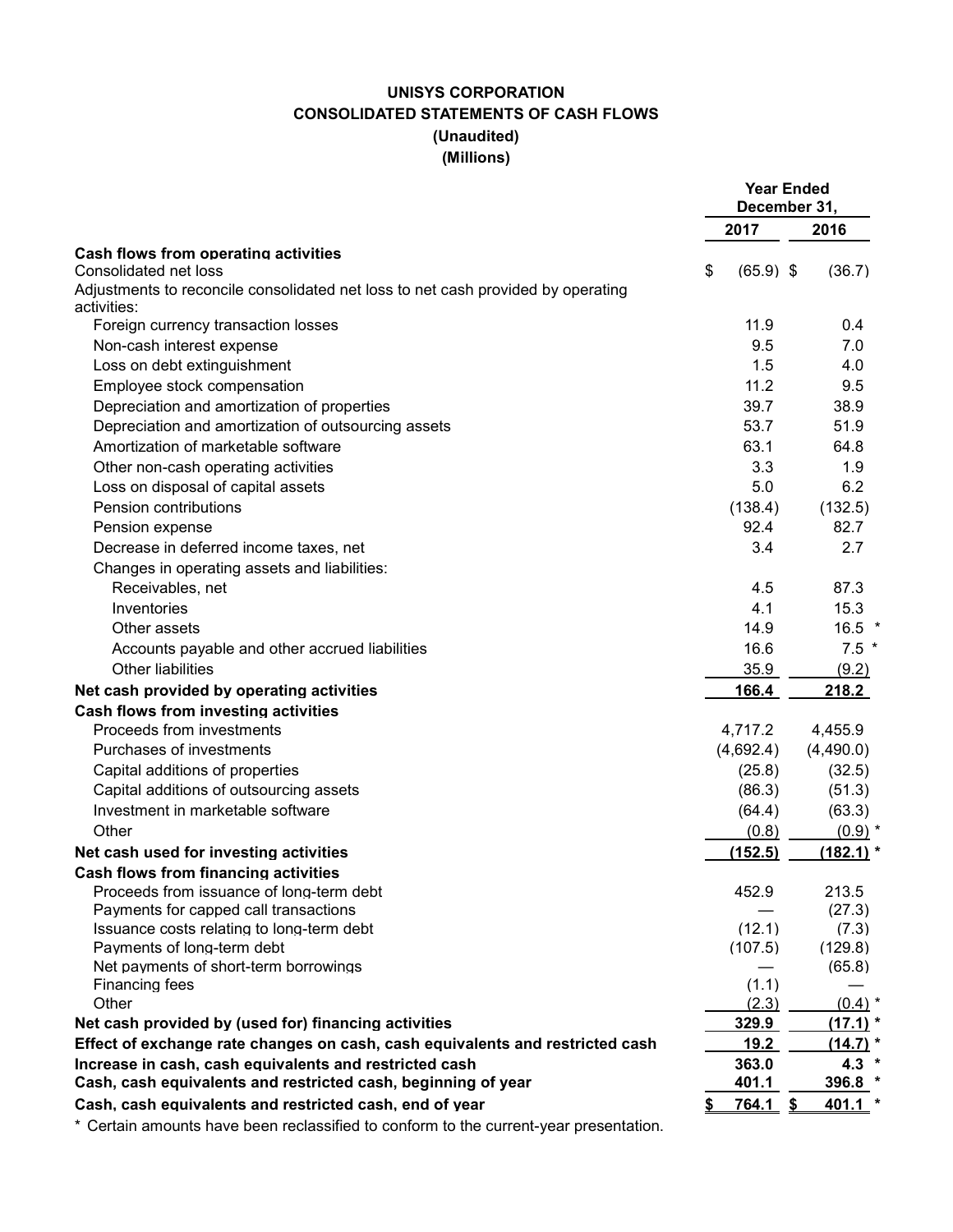**UNISYS CORPORATION**
**CONSOLIDATED STATEMENTS OF CASH FLOWS**
**(Unaudited)**
**(Millions)**

| | Year Ended December 31, | |
|---|---|---|
| | 2017 | 2016 |
| **Cash flows from operating activities** | | |
| Consolidated net loss | $ (65.9) | $ (36.7) |
| Adjustments to reconcile consolidated net loss to net cash provided by operating activities: | | |
| Foreign currency transaction losses | 11.9 | 0.4 |
| Non-cash interest expense | 9.5 | 7.0 |
| Loss on debt extinguishment | 1.5 | 4.0 |
| Employee stock compensation | 11.2 | 9.5 |
| Depreciation and amortization of properties | 39.7 | 38.9 |
| Depreciation and amortization of outsourcing assets | 53.7 | 51.9 |
| Amortization of marketable software | 63.1 | 64.8 |
| Other non-cash operating activities | 3.3 | 1.9 |
| Loss on disposal of capital assets | 5.0 | 6.2 |
| Pension contributions | (138.4) | (132.5) |
| Pension expense | 92.4 | 82.7 |
| Decrease in deferred income taxes, net | 3.4 | 2.7 |
| Changes in operating assets and liabilities: | | |
| Receivables, net | 4.5 | 87.3 |
| Inventories | 4.1 | 15.3 |
| Other assets | 14.9 | 16.5 * |
| Accounts payable and other accrued liabilities | 16.6 | 7.5 * |
| Other liabilities | 35.9 | (9.2) |
| **Net cash provided by operating activities** | **166.4** | **218.2** |
| **Cash flows from investing activities** | | |
| Proceeds from investments | 4,717.2 | 4,455.9 |
| Purchases of investments | (4,692.4) | (4,490.0) |
| Capital additions of properties | (25.8) | (32.5) |
| Capital additions of outsourcing assets | (86.3) | (51.3) |
| Investment in marketable software | (64.4) | (63.3) |
| Other | (0.8) | (0.9) * |
| **Net cash used for investing activities** | **(152.5)** | **(182.1) *** |
| **Cash flows from financing activities** | | |
| Proceeds from issuance of long-term debt | 452.9 | 213.5 |
| Payments for capped call transactions | — | (27.3) |
| Issuance costs relating to long-term debt | (12.1) | (7.3) |
| Payments of long-term debt | (107.5) | (129.8) |
| Net payments of short-term borrowings | — | (65.8) |
| Financing fees | (1.1) | — |
| Other | (2.3) | (0.4) * |
| **Net cash provided by (used for) financing activities** | **329.9** | **(17.1) *** |
| **Effect of exchange rate changes on cash, cash equivalents and restricted cash** | **19.2** | **(14.7) *** |
| **Increase in cash, cash equivalents and restricted cash** | **363.0** | **4.3 *** |
| **Cash, cash equivalents and restricted cash, beginning of year** | **401.1** | **396.8 *** |
| **Cash, cash equivalents and restricted cash, end of year** | **$ 764.1** | **$ 401.1 *** |

* Certain amounts have been reclassified to conform to the current-year presentation.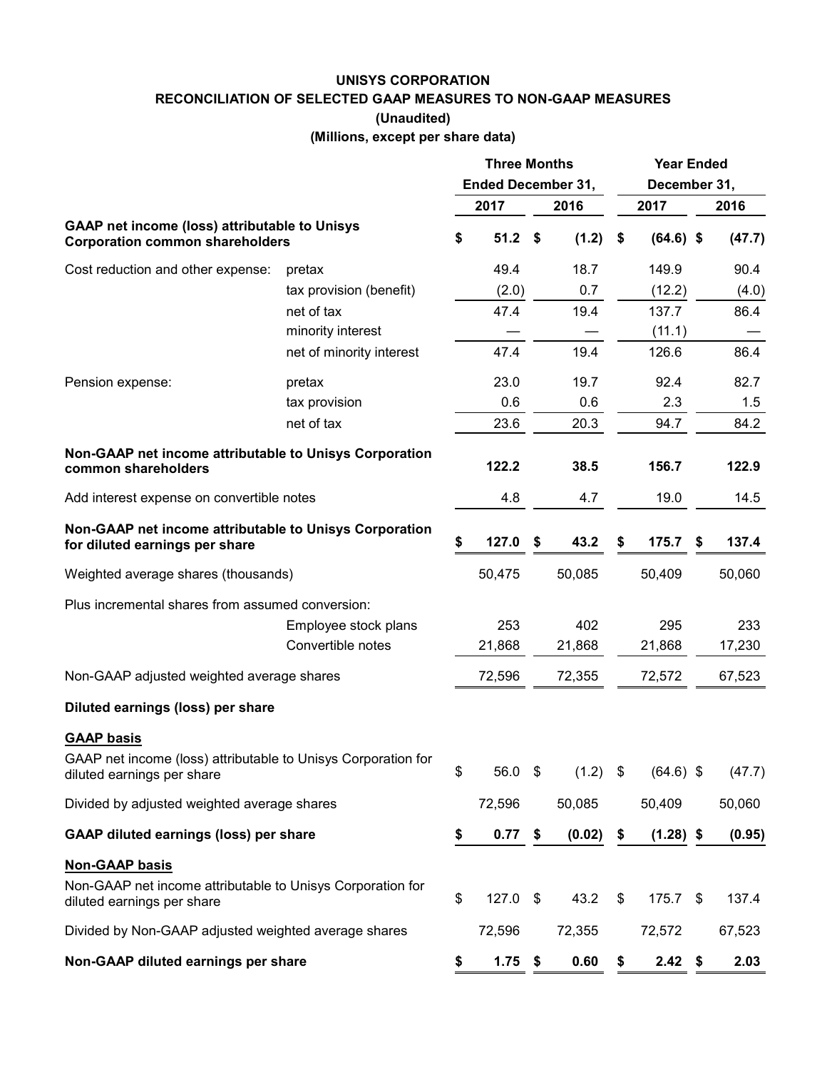# UNISYS CORPORATION

## RECONCILIATION OF SELECTED GAAP MEASURES TO NON-GAAP MEASURES

**(Unaudited)**

**(Millions, except per share data)**

| | | Three Months Ended December 31, | | Year Ended December 31, | |
|---|---|---|---|---|---|
| | | **2017** | **2016** | **2017** | **2016** |
| **GAAP net income (loss) attributable to Unisys Corporation common shareholders** | | **$ 51.2** | **$ (1.2)** | **$ (64.6)** | **$ (47.7)** |
| Cost reduction and other expense: | pretax | 49.4 | 18.7 | 149.9 | 90.4 |
| | tax provision (benefit) | (2.0) | 0.7 | (12.2) | (4.0) |
| | net of tax | 47.4 | 19.4 | 137.7 | 86.4 |
| | minority interest | — | — | (11.1) | — |
| | net of minority interest | 47.4 | 19.4 | 126.6 | 86.4 |
| Pension expense: | pretax | 23.0 | 19.7 | 92.4 | 82.7 |
| | tax provision | 0.6 | 0.6 | 2.3 | 1.5 |
| | net of tax | 23.6 | 20.3 | 94.7 | 84.2 |
| **Non-GAAP net income attributable to Unisys Corporation common shareholders** | | **122.2** | **38.5** | **156.7** | **122.9** |
| Add interest expense on convertible notes | | 4.8 | 4.7 | 19.0 | 14.5 |
| **Non-GAAP net income attributable to Unisys Corporation for diluted earnings per share** | | **$ 127.0** | **$ 43.2** | **$ 175.7** | **$ 137.4** |
| Weighted average shares (thousands) | | 50,475 | 50,085 | 50,409 | 50,060 |
| Plus incremental shares from assumed conversion: | | | | | |
| | Employee stock plans | 253 | 402 | 295 | 233 |
| | Convertible notes | 21,868 | 21,868 | 21,868 | 17,230 |
| Non-GAAP adjusted weighted average shares | | 72,596 | 72,355 | 72,572 | 67,523 |
| **Diluted earnings (loss) per share** | | | | | |
| **GAAP basis** | | | | | |
| GAAP net income (loss) attributable to Unisys Corporation for diluted earnings per share | | $ 56.0 | $ (1.2) | $ (64.6) | $ (47.7) |
| Divided by adjusted weighted average shares | | 72,596 | 50,085 | 50,409 | 50,060 |
| **GAAP diluted earnings (loss) per share** | | **$ 0.77** | **$ (0.02)** | **$ (1.28)** | **$ (0.95)** |
| **Non-GAAP basis** | | | | | |
| Non-GAAP net income attributable to Unisys Corporation for diluted earnings per share | | $ 127.0 | $ 43.2 | $ 175.7 | $ 137.4 |
| Divided by Non-GAAP adjusted weighted average shares | | 72,596 | 72,355 | 72,572 | 67,523 |
| **Non-GAAP diluted earnings per share** | | **$ 1.75** | **$ 0.60** | **$ 2.42** | **$ 2.03** |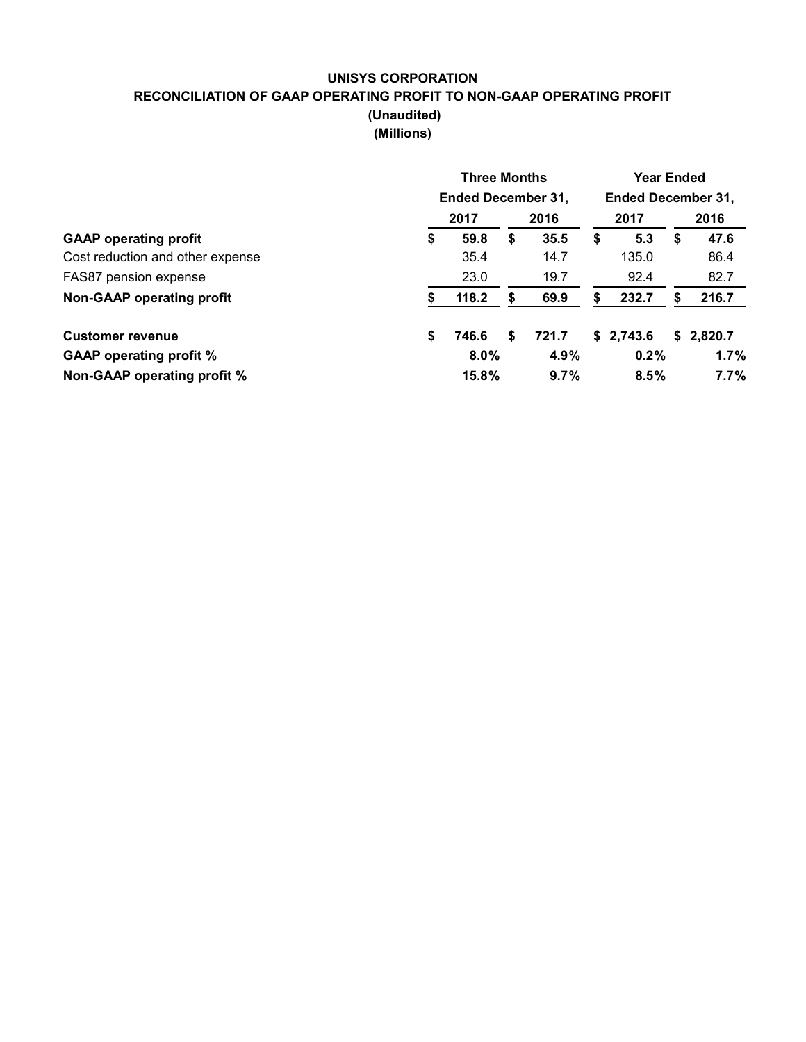**UNISYS CORPORATION**

**RECONCILIATION OF GAAP OPERATING PROFIT TO NON-GAAP OPERATING PROFIT**

**(Unaudited)**

**(Millions)**

| | Three Months Ended December 31, | | Year Ended December 31, | |
|---|---|---|---|---|
| | 2017 | 2016 | 2017 | 2016 |
| **GAAP operating profit** | **$ 59.8** | **$ 35.5** | **$ 5.3** | **$ 47.6** |
| Cost reduction and other expense | 35.4 | 14.7 | 135.0 | 86.4 |
| FAS87 pension expense | 23.0 | 19.7 | 92.4 | 82.7 |
| **Non-GAAP operating profit** | **$ 118.2** | **$ 69.9** | **$ 232.7** | **$ 216.7** |
| | | | | |
| **Customer revenue** | **$ 746.6** | **$ 721.7** | **$ 2,743.6** | **$ 2,820.7** |
| **GAAP operating profit %** | **8.0%** | **4.9%** | **0.2%** | **1.7%** |
| **Non-GAAP operating profit %** | **15.8%** | **9.7%** | **8.5%** | **7.7%** |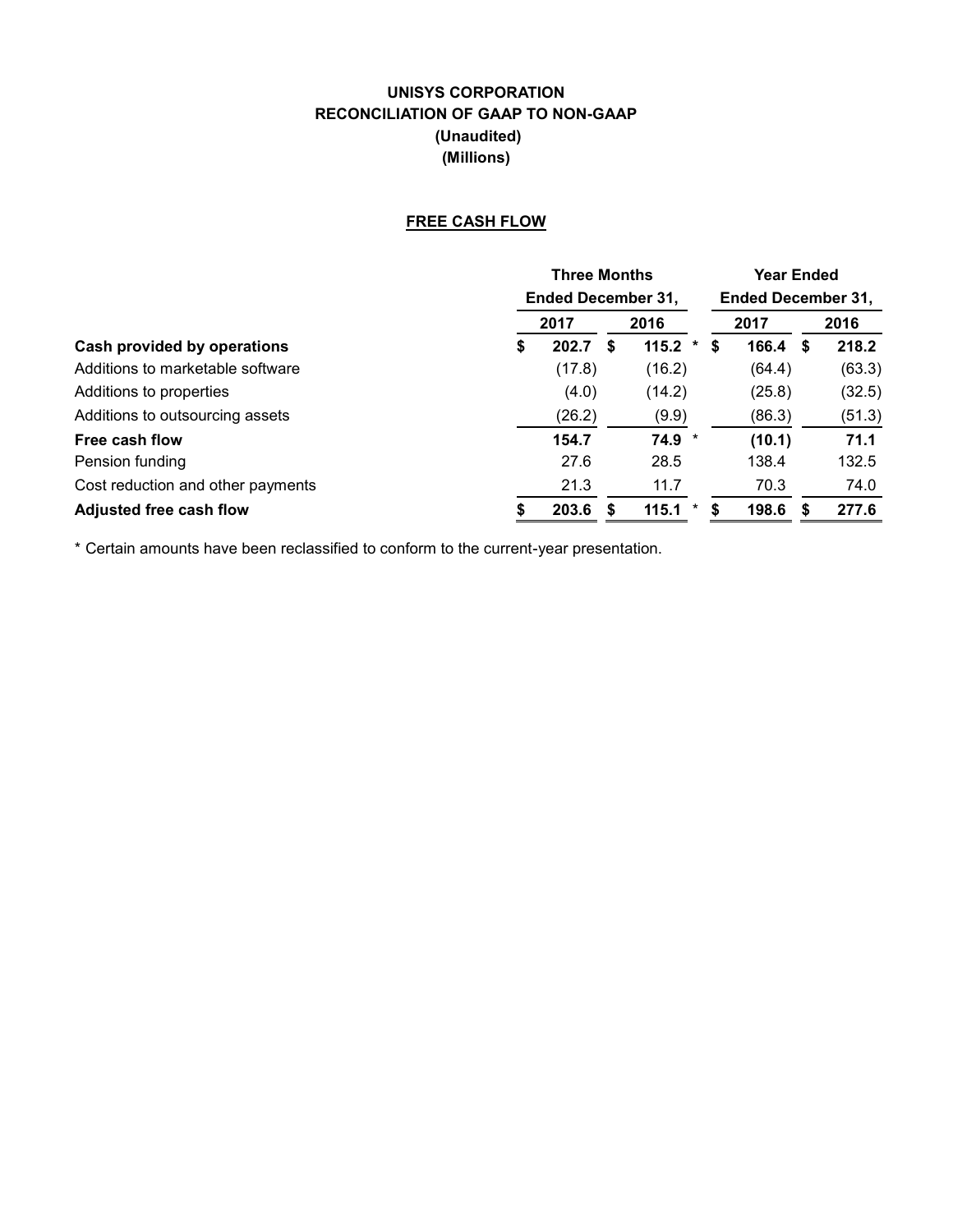# UNISYS CORPORATION
## RECONCILIATION OF GAAP TO NON-GAAP
### (Unaudited)
### (Millions)

### FREE CASH FLOW

| | Three Months Ended December 31, | | Year Ended December 31, | |
|---|---|---|---|---|
| | 2017 | 2016 | 2017 | 2016 |
| **Cash provided by operations** | **$ 202.7** | **$ 115.2 *** | **$ 166.4** | **$ 218.2** |
| Additions to marketable software | (17.8) | (16.2) | (64.4) | (63.3) |
| Additions to properties | (4.0) | (14.2) | (25.8) | (32.5) |
| Additions to outsourcing assets | (26.2) | (9.9) | (86.3) | (51.3) |
| **Free cash flow** | **154.7** | **74.9 *** | **(10.1)** | **71.1** |
| Pension funding | 27.6 | 28.5 | 138.4 | 132.5 |
| Cost reduction and other payments | 21.3 | 11.7 | 70.3 | 74.0 |
| **Adjusted free cash flow** | **$ 203.6** | **$ 115.1 *** | **$ 198.6** | **$ 277.6** |

* Certain amounts have been reclassified to conform to the current-year presentation.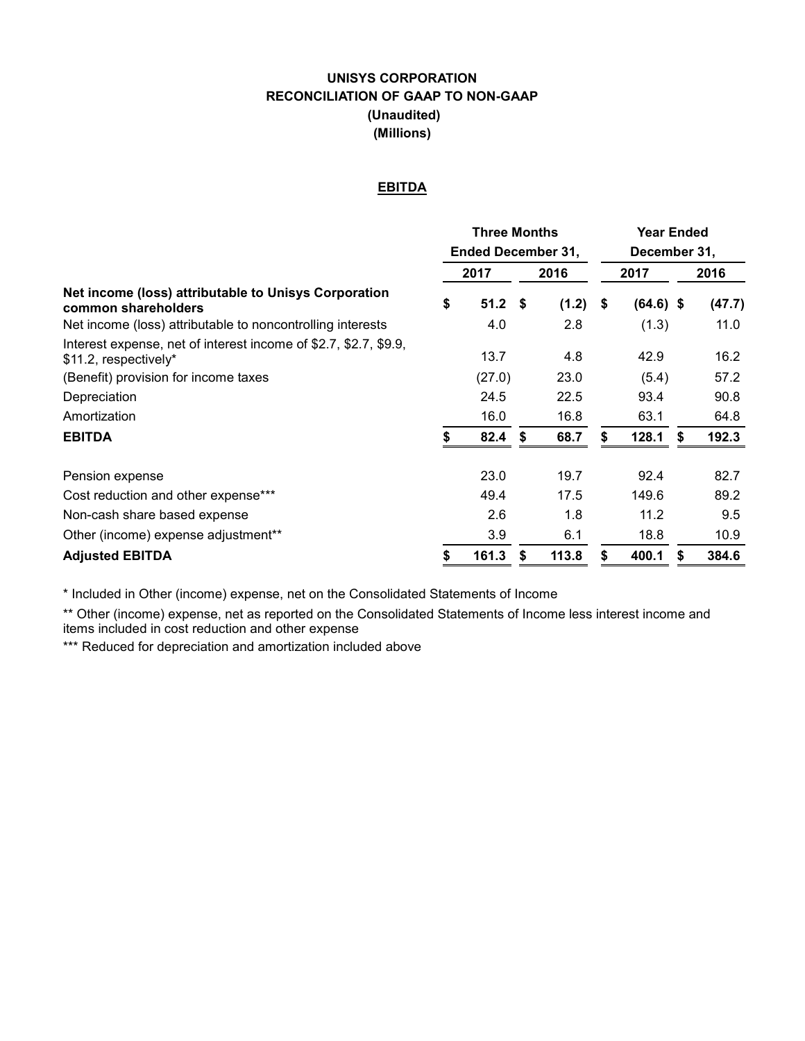# UNISYS CORPORATION
## RECONCILIATION OF GAAP TO NON-GAAP
### (Unaudited)
### (Millions)

**EBITDA**

| | Three Months Ended December 31, | | Year Ended December 31, | |
|---|---|---|---|---|
| | 2017 | 2016 | 2017 | 2016 |
| **Net income (loss) attributable to Unisys Corporation common shareholders** | $ 51.2 | $ (1.2) | $ (64.6) | $ (47.7) |
| Net income (loss) attributable to noncontrolling interests | 4.0 | 2.8 | (1.3) | 11.0 |
| Interest expense, net of interest income of $2.7, $2.7, $9.9, $11.2, respectively* | 13.7 | 4.8 | 42.9 | 16.2 |
| (Benefit) provision for income taxes | (27.0) | 23.0 | (5.4) | 57.2 |
| Depreciation | 24.5 | 22.5 | 93.4 | 90.8 |
| Amortization | 16.0 | 16.8 | 63.1 | 64.8 |
| **EBITDA** | **$ 82.4** | **$ 68.7** | **$ 128.1** | **$ 192.3** |
| | | | | |
| Pension expense | 23.0 | 19.7 | 92.4 | 82.7 |
| Cost reduction and other expense*** | 49.4 | 17.5 | 149.6 | 89.2 |
| Non-cash share based expense | 2.6 | 1.8 | 11.2 | 9.5 |
| Other (income) expense adjustment** | 3.9 | 6.1 | 18.8 | 10.9 |
| **Adjusted EBITDA** | **$ 161.3** | **$ 113.8** | **$ 400.1** | **$ 384.6** |

\* Included in Other (income) expense, net on the Consolidated Statements of Income

\*\* Other (income) expense, net as reported on the Consolidated Statements of Income less interest income and items included in cost reduction and other expense

\*\*\* Reduced for depreciation and amortization included above